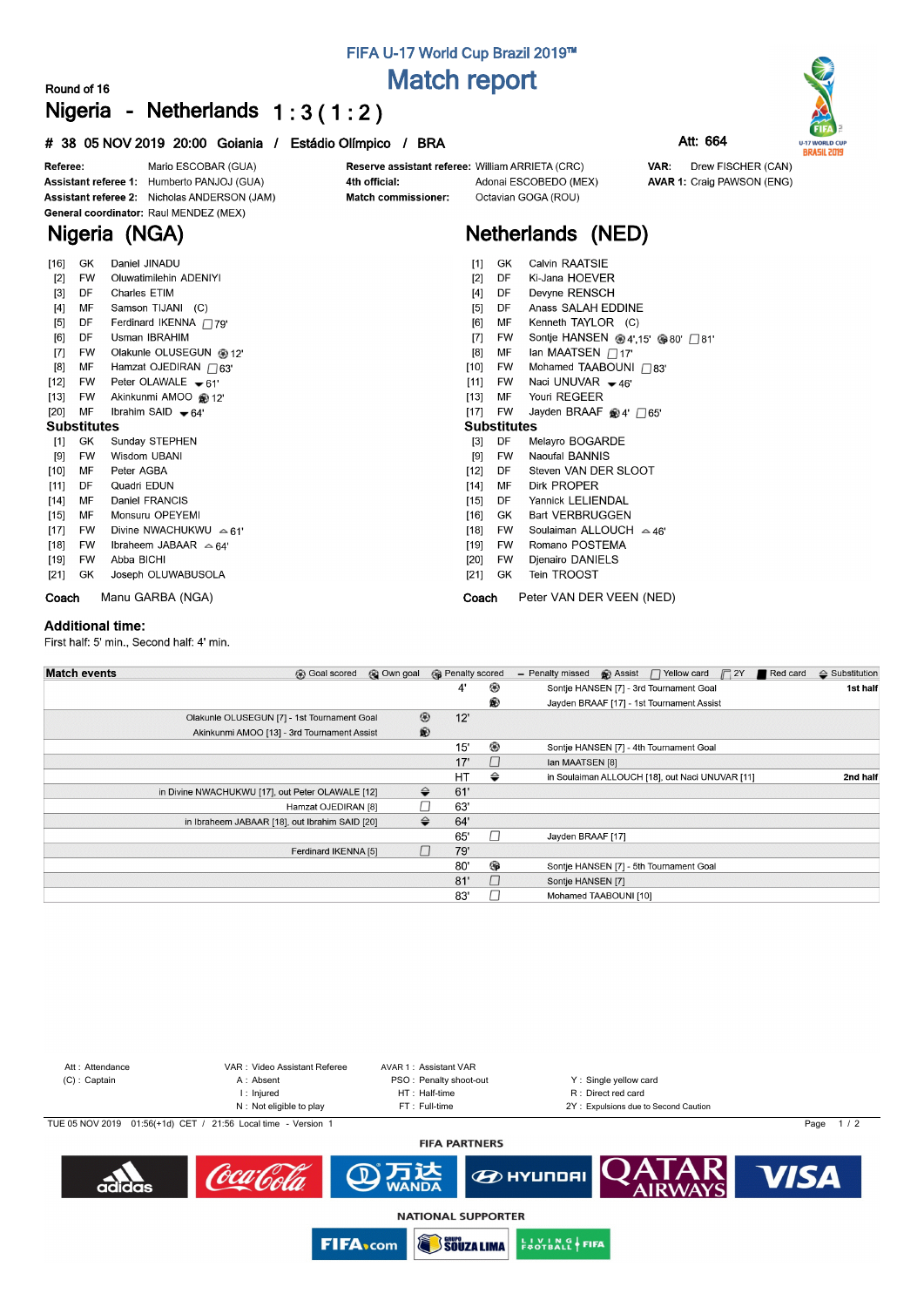FIFA U-17 World Cup Brazil 2019™

# Match report

Round of 16

## Nigeria - Netherlands 1 : 3 ( 1 : 2 )

**# 38 05 NOV 2019 20:00 Goiania / Estádio Olímpico / BRA**

**Att: 664**

**Referee:** Mario ESCOBAR (GUA)
**Assistant referee 1:** Humberto PANJOJ (GUA)
**Assistant referee 2:** Nicholas ANDERSON (JAM)
**General coordinator:** Raul MENDEZ (MEX)

**Reserve assistant referee:** William ARRIETA (CRC)
**4th official:** Adonai ESCOBEDO (MEX)
**Match commissioner:** Octavian GOGA (ROU)

**VAR:** Drew FISCHER (CAN)
**AVAR 1:** Craig PAWSON (ENG)

## Nigeria (NGA)

| # | Pos | Name | Events |
|---|---|---|---|
| [16] | GK | Daniel JINADU | |
| [2] | FW | Oluwatimilehin ADENIYI | |
| [3] | DF | Charles ETIM | |
| [4] | MF | Samson TIJANI (C) | |
| [5] | DF | Ferdinard IKENNA | Yellow card 79' |
| [6] | DF | Usman IBRAHIM | |
| [7] | FW | Olakunle OLUSEGUN | Goal 12' |
| [8] | MF | Hamzat OJEDIRAN | Yellow card 63' |
| [12] | FW | Peter OLAWALE | Out 61' |
| [13] | FW | Akinkunmi AMOO | Assist 12' |
| [20] | MF | Ibrahim SAID | Out 64' |

### Substitutes

| # | Pos | Name | Events |
|---|---|---|---|
| [1] | GK | Sunday STEPHEN | |
| [9] | FW | Wisdom UBANI | |
| [10] | MF | Peter AGBA | |
| [11] | DF | Quadri EDUN | |
| [14] | MF | Daniel FRANCIS | |
| [15] | MF | Monsuru OPEYEMI | |
| [17] | FW | Divine NWACHUKWU | In 61' |
| [18] | FW | Ibraheem JABAAR | In 64' |
| [19] | FW | Abba BICHI | |
| [21] | GK | Joseph OLUWABUSOLA | |

**Coach** Manu GARBA (NGA)

## Netherlands (NED)

| # | Pos | Name | Events |
|---|---|---|---|
| [1] | GK | Calvin RAATSIE | |
| [2] | DF | Ki-Jana HOEVER | |
| [4] | DF | Devyne RENSCH | |
| [5] | DF | Anass SALAH EDDINE | |
| [6] | MF | Kenneth TAYLOR (C) | |
| [7] | FW | Sontje HANSEN | Goal 4', 15'; Goal 80'; Yellow card 81' |
| [8] | MF | Ian MAATSEN | Yellow card 17' |
| [10] | FW | Mohamed TAABOUNI | Yellow card 83' |
| [11] | FW | Naci UNUVAR | Out 46' |
| [13] | MF | Youri REGEER | |
| [17] | FW | Jayden BRAAF | Assist 4'; Yellow card 65' |

### Substitutes

| # | Pos | Name | Events |
|---|---|---|---|
| [3] | DF | Melayro BOGARDE | |
| [9] | FW | Naoufal BANNIS | |
| [12] | FW | Steven VAN DER SLOOT | |
| [14] | MF | Dirk PROPER | |
| [15] | DF | Yannick LELIENDAL | |
| [16] | GK | Bart VERBRUGGEN | |
| [18] | FW | Soulaiman ALLOUCH | In 46' |
| [19] | FW | Romano POSTEMA | |
| [20] | FW | Djenairo DANIELS | |
| [21] | GK | Tein TROOST | |

**Coach** Peter VAN DER VEEN (NED)

### Additional time:

First half: 5' min., Second half: 4' min.

## Match events

| Nigeria | | Minute | | Netherlands | |
|---|---|---|---|---|---|
| | | 4' | Goal scored | Sontje HANSEN [7] - 3rd Tournament Goal | 1st half |
| | | | Assist | Jayden BRAAF [17] - 1st Tournament Assist | |
| Olakunle OLUSEGUN [7] - 1st Tournament Goal | Goal scored | 12' | | | |
| Akinkunmi AMOO [13] - 3rd Tournament Assist | Assist | | | | |
| | | 15' | Goal scored | Sontje HANSEN [7] - 4th Tournament Goal | |
| | | 17' | Yellow card | Ian MAATSEN [8] | |
| | | HT | Substitution | in Soulaiman ALLOUCH [18], out Naci UNUVAR [11] | 2nd half |
| in Divine NWACHUKWU [17], out Peter OLAWALE [12] | Substitution | 61' | | | |
| Hamzat OJEDIRAN [8] | Yellow card | 63' | | | |
| in Ibraheem JABAAR [18], out Ibrahim SAID [20] | Substitution | 64' | | | |
| | | 65' | Yellow card | Jayden BRAAF [17] | |
| Ferdinard IKENNA [5] | Yellow card | 79' | | | |
| | | 80' | Goal scored | Sontje HANSEN [7] - 5th Tournament Goal | |
| | | 81' | Yellow card | Sontje HANSEN [7] | |
| | | 83' | Yellow card | Mohamed TAABOUNI [10] | |

Att : Attendance
(C) : Captain
VAR : Video Assistant Referee
A : Absent
I : Injured
N : Not eligible to play
AVAR 1 : Assistant VAR
PSO : Penalty shoot-out
HT : Half-time
FT : Full-time
Y : Single yellow card
R : Direct red card
2Y : Expulsions due to Second Caution

TUE 05 NOV 2019 01:56(+1d) CET / 21:56 Local time - Version 1

FIFA PARTNERS

NATIONAL SUPPORTER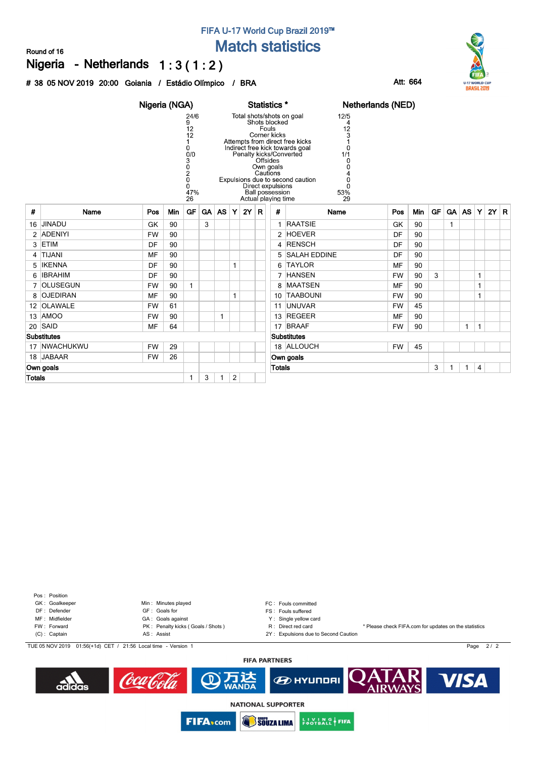FIFA U-17 World Cup Brazil 2019™

# Match statistics

Round of 16

## Nigeria - Netherlands 1 : 3 ( 1 : 2 )

# 38 05 NOV 2019 20:00 Goiania / Estádio Olímpico / BRA

Att: 664

| Nigeria (NGA) | Statistics * | Netherlands (NED) |
|---|---|---|
| 24/6 | Total shots/shots on goal | 12/5 |
| 9 | Shots blocked | 4 |
| 12 | Fouls | 12 |
| 12 | Corner kicks | 3 |
| 1 | Attempts from direct free kicks | 1 |
| 0 | Indirect free kick towards goal | 0 |
| 0/0 | Penalty kicks/Converted | 1/1 |
| 3 | Offsides | 0 |
| 0 | Own goals | 0 |
| 2 | Cautions | 4 |
| 0 | Expulsions due to second caution | 0 |
| 0 | Direct expulsions | 0 |
| 47% | Ball possession | 53% |
| 26 | Actual playing time | 29 |

| # | Name | Pos | Min | GF | GA | AS | Y | 2Y | R |
|---|---|---|---|---|---|---|---|---|---|
| 16 | JINADU | GK | 90 | | 3 | | | | |
| 2 | ADENIYI | FW | 90 | | | | | | |
| 3 | ETIM | DF | 90 | | | | | | |
| 4 | TIJANI | MF | 90 | | | | | | |
| 5 | IKENNA | DF | 90 | | | | 1 | | |
| 6 | IBRAHIM | DF | 90 | | | | | | |
| 7 | OLUSEGUN | FW | 90 | 1 | | | | | |
| 8 | OJEDIRAN | MF | 90 | | | | 1 | | |
| 12 | OLAWALE | FW | 61 | | | | | | |
| 13 | AMOO | FW | 90 | | | 1 | | | |
| 20 | SAID | MF | 64 | | | | | | |
| **Substitutes** | | | | | | | | | |
| 17 | NWACHUKWU | FW | 29 | | | | | | |
| 18 | JABAAR | FW | 26 | | | | | | |
| **Own goals** | | | | | | | | | |
| **Totals** | | | | 1 | 3 | 1 | 2 | | |

| # | Name | Pos | Min | GF | GA | AS | Y | 2Y | R |
|---|---|---|---|---|---|---|---|---|---|
| 1 | RAATSIE | GK | 90 | | 1 | | | | |
| 2 | HOEVER | DF | 90 | | | | | | |
| 4 | RENSCH | DF | 90 | | | | | | |
| 5 | SALAH EDDINE | DF | 90 | | | | | | |
| 6 | TAYLOR | MF | 90 | | | | | | |
| 7 | HANSEN | FW | 90 | 3 | | | 1 | | |
| 8 | MAATSEN | MF | 90 | | | | 1 | | |
| 10 | TAABOUNI | FW | 90 | | | | 1 | | |
| 11 | UNUVAR | FW | 45 | | | | | | |
| 13 | REGEER | MF | 90 | | | | | | |
| 17 | BRAAF | FW | 90 | | | 1 | 1 | | |
| **Substitutes** | | | | | | | | | |
| 18 | ALLOUCH | FW | 45 | | | | | | |
| **Own goals** | | | | | | | | | |
| **Totals** | | | | 3 | 1 | 1 | 4 | | |

Pos : Position
GK : Goalkeeper
DF : Defender
MF : Midfielder
FW : Forward
(C) : Captain

Min : Minutes played
GF : Goals for
GA : Goals against
PK : Penalty kicks ( Goals / Shots )
AS : Assist

FC : Fouls committed
FS : Fouls suffered
Y : Single yellow card
R : Direct red card
2Y : Expulsions due to Second Caution

* Please check FIFA.com for updates on the statistics

TUE 05 NOV 2019 01:56(+1d) CET / 21:56 Local time - Version 1

FIFA PARTNERS

NATIONAL SUPPORTER